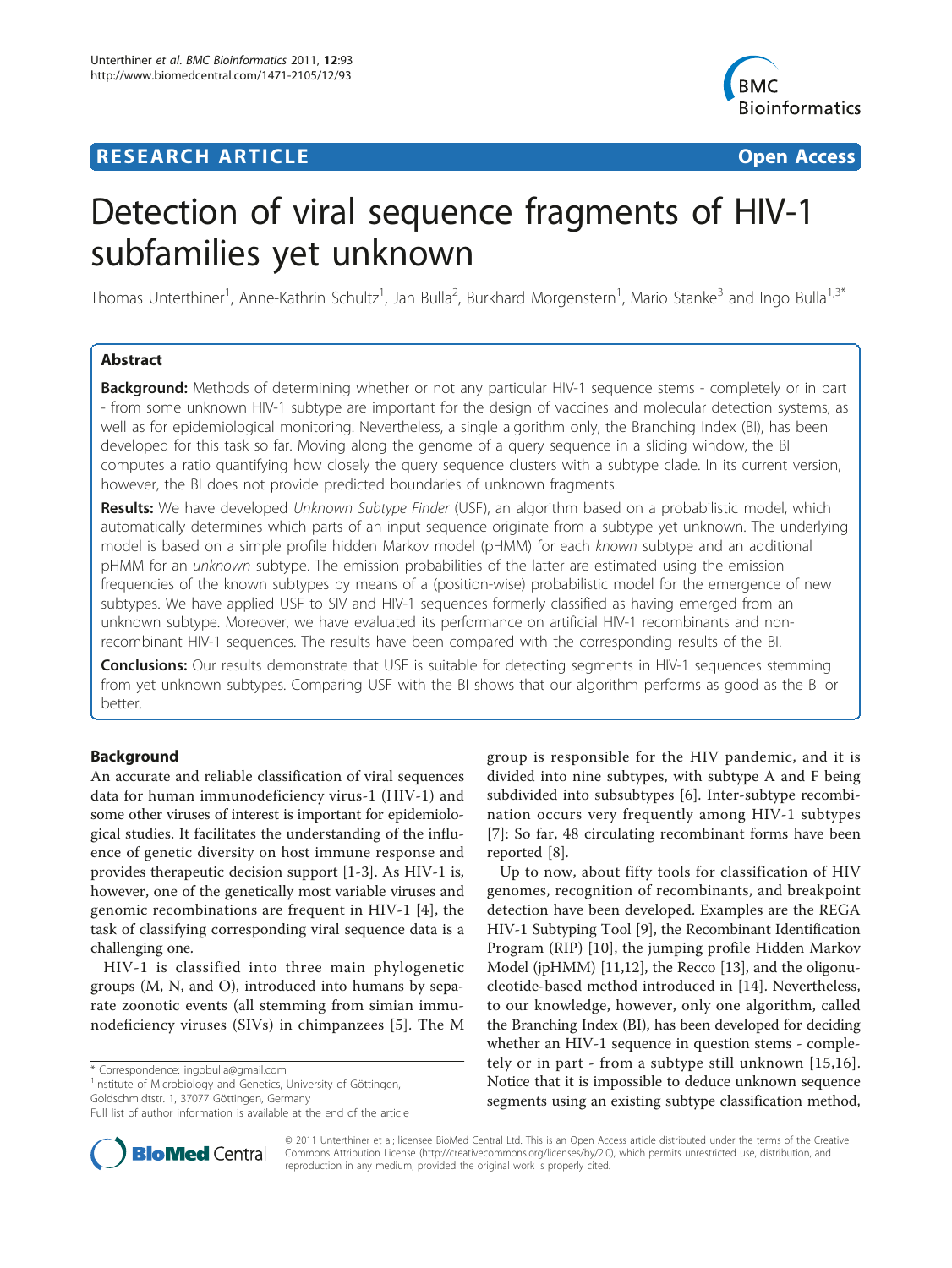**RESEARCH ARTICLE** **Open Access**

# Detection of viral sequence fragments of HIV-1 subfamilies yet unknown

Thomas Unterthiner[1], Anne-Kathrin Schultz[1], Jan Bulla[2], Burkhard Morgenstern[1], Mario Stanke[3] and Ingo Bulla[1,3*]

## Abstract

**Background:** Methods of determining whether or not any particular HIV-1 sequence stems - completely or in part - from some unknown HIV-1 subtype are important for the design of vaccines and molecular detection systems, as well as for epidemiological monitoring. Nevertheless, a single algorithm only, the Branching Index (BI), has been developed for this task so far. Moving along the genome of a query sequence in a sliding window, the BI computes a ratio quantifying how closely the query sequence clusters with a subtype clade. In its current version, however, the BI does not provide predicted boundaries of unknown fragments.

**Results:** We have developed *Unknown Subtype Finder* (USF), an algorithm based on a probabilistic model, which automatically determines which parts of an input sequence originate from a subtype yet unknown. The underlying model is based on a simple profile hidden Markov model (pHMM) for each *known* subtype and an additional pHMM for an *unknown* subtype. The emission probabilities of the latter are estimated using the emission frequencies of the known subtypes by means of a (position-wise) probabilistic model for the emergence of new subtypes. We have applied USF to SIV and HIV-1 sequences formerly classified as having emerged from an unknown subtype. Moreover, we have evaluated its performance on artificial HIV-1 recombinants and non-recombinant HIV-1 sequences. The results have been compared with the corresponding results of the BI.

**Conclusions:** Our results demonstrate that USF is suitable for detecting segments in HIV-1 sequences stemming from yet unknown subtypes. Comparing USF with the BI shows that our algorithm performs as good as the BI or better.

## Background

An accurate and reliable classification of viral sequences data for human immunodeficiency virus-1 (HIV-1) and some other viruses of interest is important for epidemiological studies. It facilitates the understanding of the influence of genetic diversity on host immune response and provides therapeutic decision support [1-3]. As HIV-1 is, however, one of the genetically most variable viruses and genomic recombinations are frequent in HIV-1 [4], the task of classifying corresponding viral sequence data is a challenging one.

HIV-1 is classified into three main phylogenetic groups (M, N, and O), introduced into humans by separate zoonotic events (all stemming from simian immunodeficiency viruses (SIVs) in chimpanzees [5]. The M group is responsible for the HIV pandemic, and it is divided into nine subtypes, with subtype A and F being subdivided into subsubtypes [6]. Inter-subtype recombination occurs very frequently among HIV-1 subtypes [7]: So far, 48 circulating recombinant forms have been reported [8].

Up to now, about fifty tools for classification of HIV genomes, recognition of recombinants, and breakpoint detection have been developed. Examples are the REGA HIV-1 Subtyping Tool [9], the Recombinant Identification Program (RIP) [10], the jumping profile Hidden Markov Model (jpHMM) [11,12], the Recco [13], and the oligonucleotide-based method introduced in [14]. Nevertheless, to our knowledge, however, only one algorithm, called the Branching Index (BI), has been developed for deciding whether an HIV-1 sequence in question stems - completely or in part - from a subtype still unknown [15,16]. Notice that it is impossible to deduce unknown sequence segments using an existing subtype classification method,

\* Correspondence: ingobulla@gmail.com
[1]Institute of Microbiology and Genetics, University of Göttingen, Goldschmidtstr. 1, 37077 Göttingen, Germany
Full list of author information is available at the end of the article

© 2011 Unterthiner et al; licensee BioMed Central Ltd. This is an Open Access article distributed under the terms of the Creative Commons Attribution License (http://creativecommons.org/licenses/by/2.0), which permits unrestricted use, distribution, and reproduction in any medium, provided the original work is properly cited.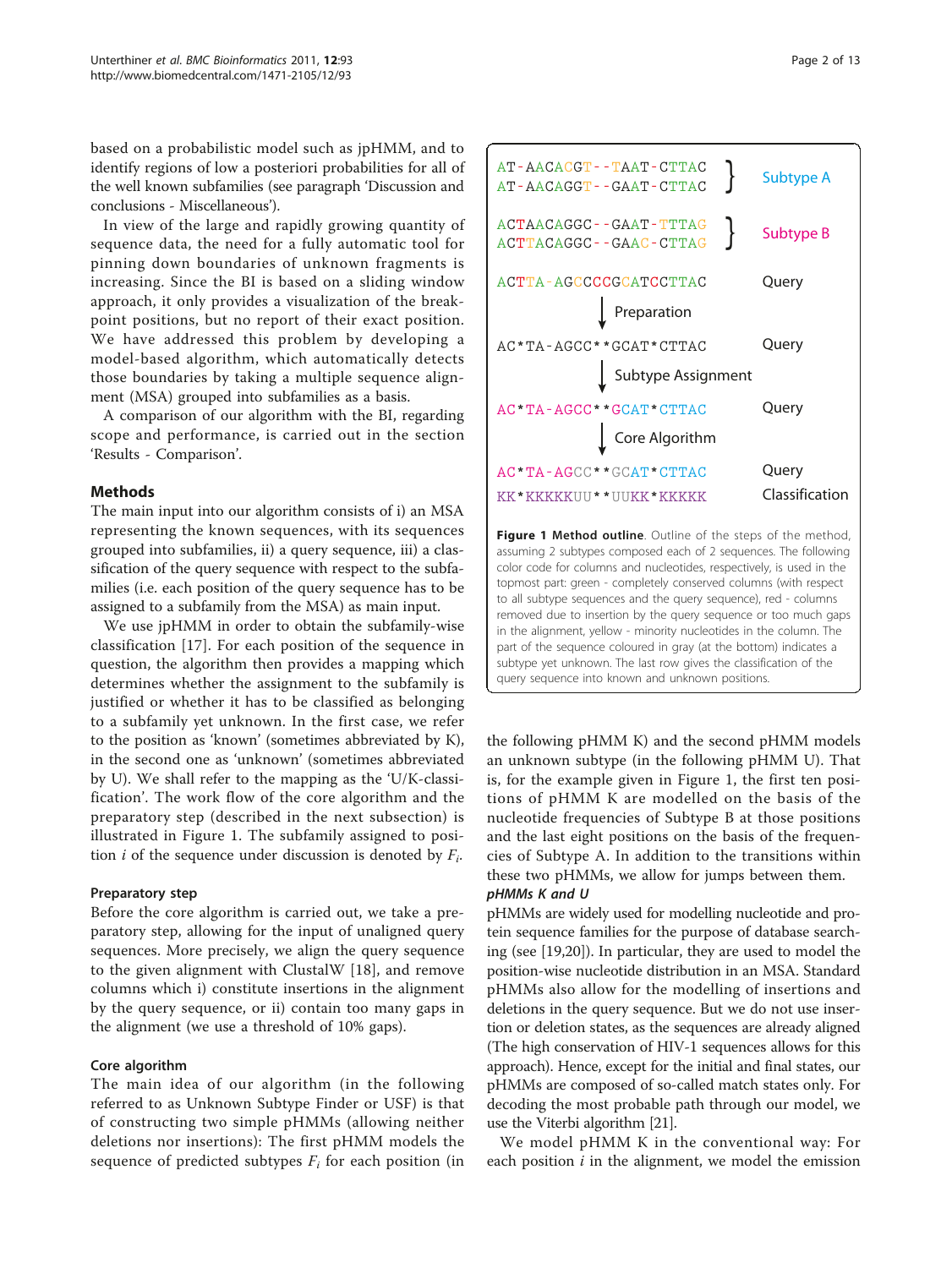based on a probabilistic model such as jpHMM, and to identify regions of low a posteriori probabilities for all of the well known subfamilies (see paragraph 'Discussion and conclusions - Miscellaneous').

In view of the large and rapidly growing quantity of sequence data, the need for a fully automatic tool for pinning down boundaries of unknown fragments is increasing. Since the BI is based on a sliding window approach, it only provides a visualization of the breakpoint positions, but no report of their exact position. We have addressed this problem by developing a model-based algorithm, which automatically detects those boundaries by taking a multiple sequence alignment (MSA) grouped into subfamilies as a basis.

A comparison of our algorithm with the BI, regarding scope and performance, is carried out in the section 'Results - Comparison'.

## Methods

The main input into our algorithm consists of i) an MSA representing the known sequences, with its sequences grouped into subfamilies, ii) a query sequence, iii) a classification of the query sequence with respect to the subfamilies (i.e. each position of the query sequence has to be assigned to a subfamily from the MSA) as main input.

We use jpHMM in order to obtain the subfamily-wise classification [17]. For each position of the sequence in question, the algorithm then provides a mapping which determines whether the assignment to the subfamily is justified or whether it has to be classified as belonging to a subfamily yet unknown. In the first case, we refer to the position as 'known' (sometimes abbreviated by K), in the second one as 'unknown' (sometimes abbreviated by U). We shall refer to the mapping as the 'U/K-classification'. The work flow of the core algorithm and the preparatory step (described in the next subsection) is illustrated in Figure 1. The subfamily assigned to position $i$ of the sequence under discussion is denoted by $F_i$.

### Preparatory step

Before the core algorithm is carried out, we take a preparatory step, allowing for the input of unaligned query sequences. More precisely, we align the query sequence to the given alignment with ClustalW [18], and remove columns which i) constitute insertions in the alignment by the query sequence, or ii) contain too many gaps in the alignment (we use a threshold of 10% gaps).

### Core algorithm

The main idea of our algorithm (in the following referred to as Unknown Subtype Finder or USF) is that of constructing two simple pHMMs (allowing neither deletions nor insertions): The first pHMM models the sequence of predicted subtypes $F_i$ for each position (in the following pHMM K) and the second pHMM models an unknown subtype (in the following pHMM U). That is, for the example given in Figure 1, the first ten positions of pHMM K are modelled on the basis of the nucleotide frequencies of Subtype B at those positions and the last eight positions on the basis of the frequencies of Subtype A. In addition to the transitions within these two pHMMs, we allow for jumps between them.

AT-AACACGT--TAAT-CTTAC
AT-AACAGGT--GAAT-CTTAC
Subtype A

ACTAACAGGC--GAAT-TTTAG
ACTTACAGGC--GAAC-CTTAG
Subtype B

ACTTA-AGCCCCGCATCCTTAC
Query

Preparation

AC*TA-AGCC**GCAT*CTTAC
Query

Subtype Assignment

AC*TA-AGCC**GCAT*CTTAC
Query

Core Algorithm

AC*TA-AGCC**GCAT*CTTAC
Query

KK*KKKKKUU**UUKK*KKKKK
Classification

**Figure 1 Method outline**. Outline of the steps of the method, assuming 2 subtypes composed each of 2 sequences. The following color code for columns and nucleotides, respectively, is used in the topmost part: green - completely conserved columns (with respect to all subtype sequences and the query sequence), red - columns removed due to insertion by the query sequence or too much gaps in the alignment, yellow - minority nucleotides in the column. The part of the sequence coloured in gray (at the bottom) indicates a subtype yet unknown. The last row gives the classification of the query sequence into known and unknown positions.

#### *pHMMs K and U*

pHMMs are widely used for modelling nucleotide and protein sequence families for the purpose of database searching (see [19,20]). In particular, they are used to model the position-wise nucleotide distribution in an MSA. Standard pHMMs also allow for the modelling of insertions and deletions in the query sequence. But we do not use insertion or deletion states, as the sequences are already aligned (The high conservation of HIV-1 sequences allows for this approach). Hence, except for the initial and final states, our pHMMs are composed of so-called match states only. For decoding the most probable path through our model, we use the Viterbi algorithm [21].

We model pHMM K in the conventional way: For each position $i$ in the alignment, we model the emission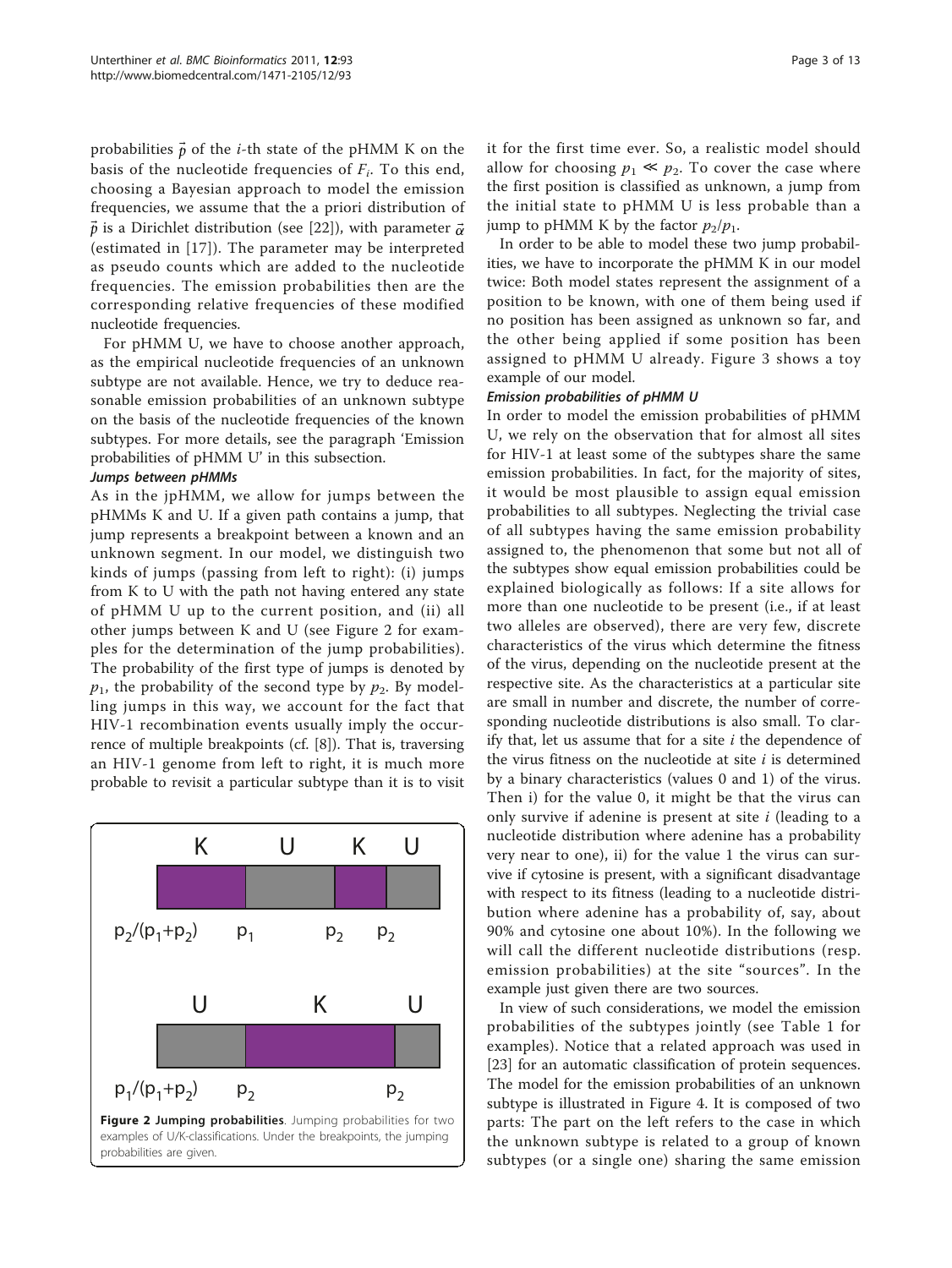probabilities $\vec{p}$ of the $i$-th state of the pHMM K on the basis of the nucleotide frequencies of $F_i$. To this end, choosing a Bayesian approach to model the emission frequencies, we assume that the a priori distribution of $\vec{p}$ is a Dirichlet distribution (see [22]), with parameter $\vec{\alpha}$ (estimated in [17]). The parameter may be interpreted as pseudo counts which are added to the nucleotide frequencies. The emission probabilities then are the corresponding relative frequencies of these modified nucleotide frequencies.

For pHMM U, we have to choose another approach, as the empirical nucleotide frequencies of an unknown subtype are not available. Hence, we try to deduce reasonable emission probabilities of an unknown subtype on the basis of the nucleotide frequencies of the known subtypes. For more details, see the paragraph 'Emission probabilities of pHMM U' in this subsection.

#### *Jumps between pHMMs*

As in the jpHMM, we allow for jumps between the pHMMs K and U. If a given path contains a jump, that jump represents a breakpoint between a known and an unknown segment. In our model, we distinguish two kinds of jumps (passing from left to right): (i) jumps from K to U with the path not having entered any state of pHMM U up to the current position, and (ii) all other jumps between K and U (see Figure 2 for examples for the determination of the jump probabilities). The probability of the first type of jumps is denoted by $p_1$, the probability of the second type by $p_2$. By modelling jumps in this way, we account for the fact that HIV-1 recombination events usually imply the occurrence of multiple breakpoints (cf. [8]). That is, traversing an HIV-1 genome from left to right, it is much more probable to revisit a particular subtype than it is to visit it for the first time ever. So, a realistic model should allow for choosing $p_1 \ll p_2$. To cover the case where the first position is classified as unknown, a jump from the initial state to pHMM U is less probable than a jump to pHMM K by the factor $p_2/p_1$.

**Figure 2 Jumping probabilities**. Jumping probabilities for two examples of U/K-classifications. Under the breakpoints, the jumping probabilities are given.

In order to be able to model these two jump probabilities, we have to incorporate the pHMM K in our model twice: Both model states represent the assignment of a position to be known, with one of them being used if no position has been assigned as unknown so far, and the other being applied if some position has been assigned to pHMM U already. Figure 3 shows a toy example of our model.

#### *Emission probabilities of pHMM U*

In order to model the emission probabilities of pHMM U, we rely on the observation that for almost all sites for HIV-1 at least some of the subtypes share the same emission probabilities. In fact, for the majority of sites, it would be most plausible to assign equal emission probabilities to all subtypes. Neglecting the trivial case of all subtypes having the same emission probability assigned to, the phenomenon that some but not all of the subtypes show equal emission probabilities could be explained biologically as follows: If a site allows for more than one nucleotide to be present (i.e., if at least two alleles are observed), there are very few, discrete characteristics of the virus which determine the fitness of the virus, depending on the nucleotide present at the respective site. As the characteristics at a particular site are small in number and discrete, the number of corresponding nucleotide distributions is also small. To clarify that, let us assume that for a site $i$ the dependence of the virus fitness on the nucleotide at site $i$ is determined by a binary characteristics (values 0 and 1) of the virus. Then i) for the value 0, it might be that the virus can only survive if adenine is present at site $i$ (leading to a nucleotide distribution where adenine has a probability very near to one), ii) for the value 1 the virus can survive if cytosine is present, with a significant disadvantage with respect to its fitness (leading to a nucleotide distribution where adenine has a probability of, say, about 90% and cytosine one about 10%). In the following we will call the different nucleotide distributions (resp. emission probabilities) at the site "sources". In the example just given there are two sources.

In view of such considerations, we model the emission probabilities of the subtypes jointly (see Table 1 for examples). Notice that a related approach was used in [23] for an automatic classification of protein sequences. The model for the emission probabilities of an unknown subtype is illustrated in Figure 4. It is composed of two parts: The part on the left refers to the case in which the unknown subtype is related to a group of known subtypes (or a single one) sharing the same emission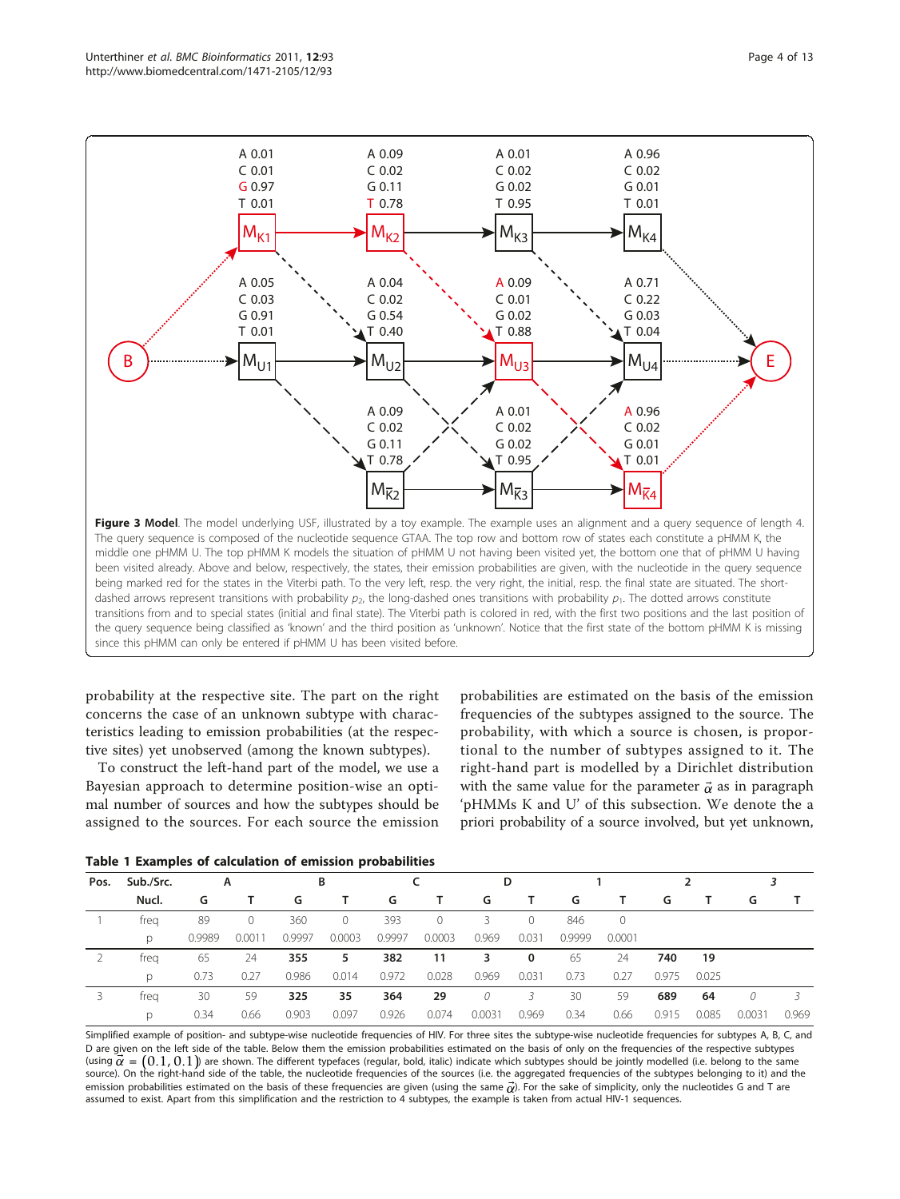A 0.01
C 0.01
G 0.97
T 0.01

A 0.09
C 0.02
G 0.11
T 0.78

A 0.01
C 0.02
G 0.02
T 0.95

A 0.96
C 0.02
G 0.01
T 0.01

$M_{K1}$ $M_{K2}$ $M_{K3}$ $M_{K4}$

A 0.05
C 0.03
G 0.91
T 0.01

A 0.04
C 0.02
G 0.54
T 0.40

A 0.09
C 0.01
G 0.02
T 0.88

A 0.71
C 0.22
G 0.03
T 0.04

B $M_{U1}$ $M_{U2}$ $M_{U3}$ $M_{U4}$ E

A 0.09
C 0.02
G 0.11
T 0.78

A 0.01
C 0.02
G 0.02
T 0.95

A 0.96
C 0.02
G 0.01
T 0.01

$M_{\bar{K}2}$ $M_{\bar{K}3}$ $M_{\bar{K}4}$

**Figure 3 Model**. The model underlying USF, illustrated by a toy example. The example uses an alignment and a query sequence of length 4. The query sequence is composed of the nucleotide sequence GTAA. The top row and bottom row of states each constitute a pHMM K, the middle one pHMM U. The top pHMM K models the situation of pHMM U not having been visited yet, the bottom one that of pHMM U having been visited already. Above and below, respectively, the states, their emission probabilities are given, with the nucleotide in the query sequence being marked red for the states in the Viterbi path. To the very left, resp. the very right, the initial, resp. the final state are situated. The short-dashed arrows represent transitions with probability $p_2$, the long-dashed ones transitions with probability $p_1$. The dotted arrows constitute transitions from and to special states (initial and final state). The Viterbi path is colored in red, with the first two positions and the last position of the query sequence being classified as 'known' and the third position as 'unknown'. Notice that the first state of the bottom pHMM K is missing since this pHMM can only be entered if pHMM U has been visited before.

probability at the respective site. The part on the right concerns the case of an unknown subtype with characteristics leading to emission probabilities (at the respective sites) yet unobserved (among the known subtypes).

To construct the left-hand part of the model, we use a Bayesian approach to determine position-wise an optimal number of sources and how the subtypes should be assigned to the sources. For each source the emission probabilities are estimated on the basis of the emission frequencies of the subtypes assigned to the source. The probability, with which a source is chosen, is proportional to the number of subtypes assigned to it. The right-hand part is modelled by a Dirichlet distribution with the same value for the parameter $\vec{\alpha}$ as in paragraph 'pHMMs K and U' of this subsection. We denote the a priori probability of a source involved, but yet unknown,

**Table 1 Examples of calculation of emission probabilities**

| Pos. | Sub./Src. | A | | B | | C | | D | | 1 | | 2 | | 3 | |
|---|---|---|---|---|---|---|---|---|---|---|---|---|---|---|---|
| | Nucl. | G | T | G | T | G | T | G | T | G | T | G | T | G | T |
| 1 | freq | 89 | 0 | 360 | 0 | 393 | 0 | 3 | 0 | 846 | 0 | | | | |
| | p | 0.9989 | 0.0011 | 0.9997 | 0.0003 | 0.9997 | 0.0003 | 0.969 | 0.031 | 0.9999 | 0.0001 | | | | |
| 2 | freq | 65 | 24 | **355** | **5** | **382** | **11** | **3** | **0** | 65 | 24 | **740** | **19** | | |
| | p | 0.73 | 0.27 | 0.986 | 0.014 | 0.972 | 0.028 | 0.969 | 0.031 | 0.73 | 0.27 | 0.975 | 0.025 | | |
| 3 | freq | 30 | 59 | **325** | **35** | **364** | **29** | *0* | *3* | 30 | 59 | **689** | **64** | *0* | *3* |
| | p | 0.34 | 0.66 | 0.903 | 0.097 | 0.926 | 0.074 | 0.0031 | 0.969 | 0.34 | 0.66 | 0.915 | 0.085 | 0.0031 | 0.969 |

Simplified example of position- and subtype-wise nucleotide frequencies of HIV. For three sites the subtype-wise nucleotide frequencies for subtypes A, B, C, and D are given on the left side of the table. Below them the emission probabilities estimated on the basis of only on the frequencies of the respective subtypes (using $\vec{\alpha} = (0.1, 0.1)$) are shown. The different typefaces (regular, bold, italic) indicate which subtypes should be jointly modelled (i.e. belong to the same source). On the right-hand side of the table, the nucleotide frequencies of the sources (i.e. the aggregated frequencies of the subtypes belonging to it) and the emission probabilities estimated on the basis of these frequencies are given (using the same $\vec{\alpha}$). For the sake of simplicity, only the nucleotides G and T are assumed to exist. Apart from this simplification and the restriction to 4 subtypes, the example is taken from actual HIV-1 sequences.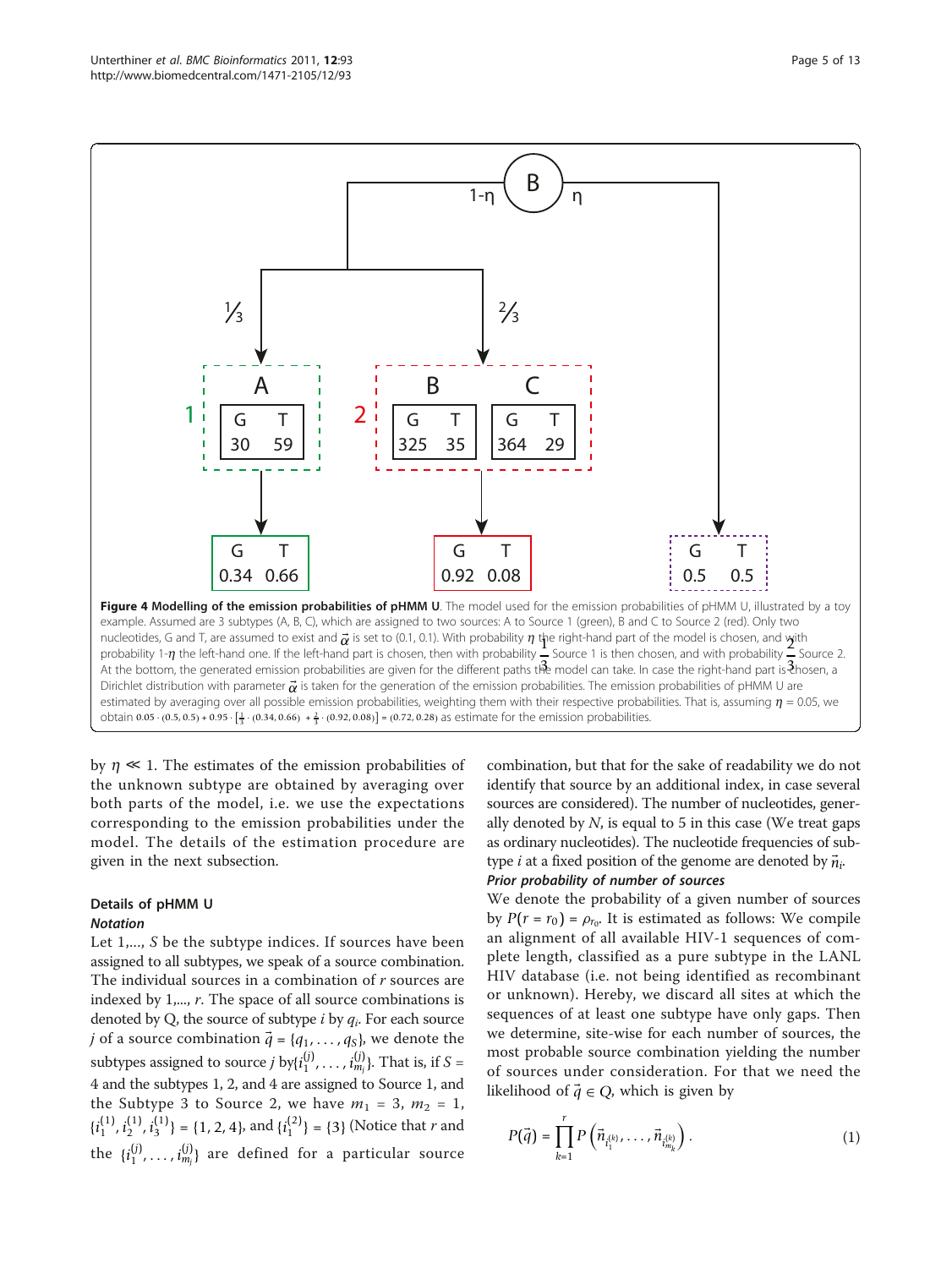**Figure 4 Modelling of the emission probabilities of pHMM U**. The model used for the emission probabilities of pHMM U, illustrated by a toy example. Assumed are 3 subtypes (A, B, C), which are assigned to two sources: A to Source 1 (green), B and C to Source 2 (red). Only two nucleotides, G and T, are assumed to exist and $\vec{\alpha}$ is set to (0.1, 0.1). With probability $\eta$ the right-hand part of the model is chosen, and with probability 1-$\eta$ the left-hand one. If the left-hand part is chosen, then with probability $\frac{1}{3}$ Source 1 is then chosen, and with probability $\frac{2}{3}$ Source 2. At the bottom, the generated emission probabilities are given for the different paths the model can take. In case the right-hand part is chosen, a Dirichlet distribution with parameter $\vec{\alpha}$ is taken for the generation of the emission probabilities. The emission probabilities of pHMM U are estimated by averaging over all possible emission probabilities, weighting them with their respective probabilities. That is, assuming $\eta$ = 0.05, we obtain $0.05 \cdot (0.5, 0.5) + 0.95 \cdot \left[\frac{1}{3} \cdot (0.34, 0.66) + \frac{2}{3} \cdot (0.92, 0.08)\right] = (0.72, 0.28)$ as estimate for the emission probabilities.

by $\eta \ll 1$. The estimates of the emission probabilities of the unknown subtype are obtained by averaging over both parts of the model, i.e. we use the expectations corresponding to the emission probabilities under the model. The details of the estimation procedure are given in the next subsection.

## Details of pHMM U

### *Notation*

Let 1,..., $S$ be the subtype indices. If sources have been assigned to all subtypes, we speak of a source combination. The individual sources in a combination of $r$ sources are indexed by 1,..., $r$. The space of all source combinations is denoted by Q, the source of subtype $i$ by $q_i$. For each source $j$ of a source combination $\vec{q} = \{q_1, \ldots, q_S\}$, we denote the subtypes assigned to source $j$ by$\{i_1^{(j)}, \ldots, i_{m_j}^{(j)}\}$. That is, if $S$ = 4 and the subtypes 1, 2, and 4 are assigned to Source 1, and the Subtype 3 to Source 2, we have $m_1$ = 3, $m_2$ = 1, $\{i_1^{(1)}, i_2^{(1)}, i_3^{(1)}\} = \{1, 2, 4\}$, and $\{i_1^{(2)}\} = \{3\}$ (Notice that $r$ and the $\{i_1^{(j)}, \ldots, i_{m_j}^{(j)}\}$ are defined for a particular source combination, but that for the sake of readability we do not identify that source by an additional index, in case several sources are considered). The number of nucleotides, generally denoted by $N$, is equal to 5 in this case (We treat gaps as ordinary nucleotides). The nucleotide frequencies of subtype $i$ at a fixed position of the genome are denoted by $\vec{n}_i$.

### *Prior probability of number of sources*

We denote the probability of a given number of sources by $P(r = r_0) = \rho_{r_0}$. It is estimated as follows: We compile an alignment of all available HIV-1 sequences of complete length, classified as a pure subtype in the LANL HIV database (i.e. not being identified as recombinant or unknown). Hereby, we discard all sites at which the sequences of at least one subtype have only gaps. Then we determine, site-wise for each number of sources, the most probable source combination yielding the number of sources under consideration. For that we need the likelihood of $\vec{q} \in Q$, which is given by

$$P(\vec{q}) = \prod_{k=1}^{r} P\left(\vec{n}_{i_1^{(k)}}, \ldots, \vec{n}_{i_{m_k}^{(k)}}\right). \tag{1}$$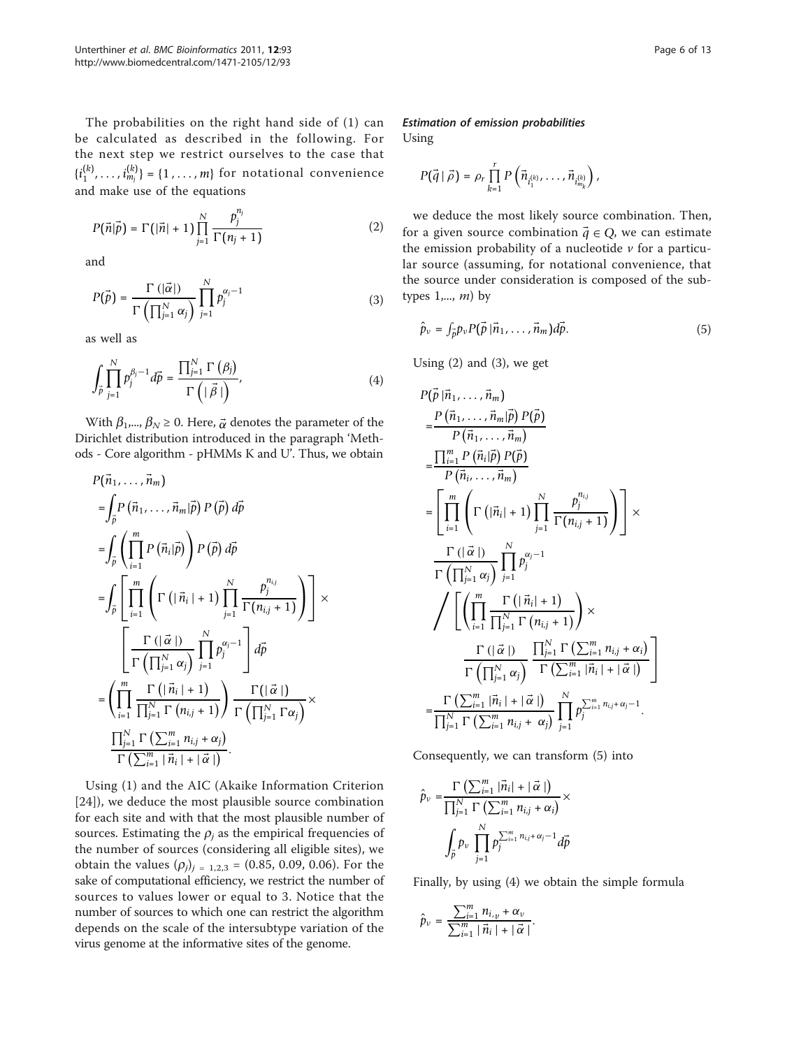The probabilities on the right hand side of (1) can be calculated as described in the following. For the next step we restrict ourselves to the case that $\{i_1^{(k)}, \ldots, i_{m_j}^{(k)}\} = \{1, \ldots, m\}$ for notational convenience and make use of the equations

$$P(\vec{n}|\vec{p}) = \Gamma(|\vec{n}|+1) \prod_{j=1}^{N} \frac{p_j^{n_j}}{\Gamma(n_j+1)} \tag{2}$$

and

$$P(\vec{p}) = \frac{\Gamma(|\vec{\alpha}|)}{\Gamma\left(\prod_{j=1}^{N} \alpha_j\right)} \prod_{j=1}^{N} p_j^{\alpha_j - 1} \tag{3}$$

as well as

$$\int_{\vec{p}} \prod_{j=1}^{N} p_j^{\beta_j - 1} d\vec{p} = \frac{\prod_{j=1}^{N} \Gamma(\beta_j)}{\Gamma\left(|\vec{\beta}|\right)}, \tag{4}$$

With $\beta_1, \ldots, \beta_N \geq 0$. Here, $\vec{\alpha}$ denotes the parameter of the Dirichlet distribution introduced in the paragraph 'Methods - Core algorithm - pHMMs K and U'. Thus, we obtain

$$\begin{aligned}
&P(\vec{n}_1, \ldots, \vec{n}_m) \\
&= \int_{\vec{p}} P(\vec{n}_1, \ldots, \vec{n}_m | \vec{p}) P(\vec{p}) \, d\vec{p} \\
&= \int_{\vec{p}} \left( \prod_{i=1}^{m} P(\vec{n}_i | \vec{p}) \right) P(\vec{p}) \, d\vec{p} \\
&= \int_{\vec{p}} \left[ \prod_{i=1}^{m} \left( \Gamma(|\vec{n}_i|+1) \prod_{j=1}^{N} \frac{p_j^{n_{i,j}}}{\Gamma(n_{i,j}+1)} \right) \right] \times \\
&\quad \left[ \frac{\Gamma(|\vec{\alpha}|)}{\Gamma\left(\prod_{j=1}^{N} \alpha_j\right)} \prod_{j=1}^{N} p_j^{\alpha_j - 1} \right] d\vec{p} \\
&= \left( \prod_{i=1}^{m} \frac{\Gamma(|\vec{n}_i|+1)}{\prod_{j=1}^{N} \Gamma(n_{i,j}+1)} \right) \frac{\Gamma(|\vec{\alpha}|)}{\Gamma\left(\prod_{j=1}^{N} \Gamma \alpha_j\right)} \times \\
&\quad \frac{\prod_{j=1}^{N} \Gamma\left(\sum_{i=1}^{m} n_{i,j} + \alpha_j\right)}{\Gamma\left(\sum_{i=1}^{m} |\vec{n}_i| + |\vec{\alpha}|\right)}.
\end{aligned}$$

Using (1) and the AIC (Akaike Information Criterion [24]), we deduce the most plausible source combination for each site and with that the most plausible number of sources. Estimating the $\rho_j$ as the empirical frequencies of the number of sources (considering all eligible sites), we obtain the values $(\rho_j)_{j=1,2,3} = (0.85, 0.09, 0.06)$. For the sake of computational efficiency, we restrict the number of sources to values lower or equal to 3. Notice that the number of sources to which one can restrict the algorithm depends on the scale of the intersubtype variation of the virus genome at the informative sites of the genome.

#### *Estimation of emission probabilities*

Using

$$P(\vec{q} \mid \vec{\rho}) = \rho_r \prod_{k=1}^{r} P\left(\vec{n}_{i_1^{(k)}}, \ldots, \vec{n}_{i_{m_k}^{(k)}}\right),$$

we deduce the most likely source combination. Then, for a given source combination $\vec{q} \in Q$, we can estimate the emission probability of a nucleotide $\nu$ for a particular source (assuming, for notational convenience, that the source under consideration is composed of the subtypes 1,..., $m$) by

$$\hat{p}_\nu = \int_{\vec{p}} p_\nu P(\vec{p} \mid \vec{n}_1, \ldots, \vec{n}_m) d\vec{p}. \tag{5}$$

Using (2) and (3), we get

$$\begin{aligned}
&P(\vec{p} \mid \vec{n}_1, \ldots, \vec{n}_m) \\
&= \frac{P(\vec{n}_1, \ldots, \vec{n}_m | \vec{p}) P(\vec{p})}{P(\vec{n}_1, \ldots, \vec{n}_m)} \\
&= \frac{\prod_{i=1}^{m} P(\vec{n}_i | \vec{p}) P(\vec{p})}{P(\vec{n}_i, \ldots, \vec{n}_m)} \\
&= \left[ \prod_{i=1}^{m} \left( \Gamma(|\vec{n}_i|+1) \prod_{j=1}^{N} \frac{p_j^{n_{i,j}}}{\Gamma(n_{i,j}+1)} \right) \right] \times \\
&\quad \frac{\Gamma(|\vec{\alpha}|)}{\Gamma\left(\prod_{j=1}^{N} \alpha_j\right)} \prod_{j=1}^{N} p_j^{\alpha_j - 1} \\
&\quad \Bigg/ \left[ \left( \prod_{i=1}^{m} \frac{\Gamma(|\vec{n}_i|+1)}{\prod_{j=1}^{N} \Gamma(n_{i,j}+1)} \right) \times \right. \\
&\quad \left. \frac{\Gamma(|\vec{\alpha}|)}{\Gamma\left(\prod_{j=1}^{N} \alpha_j\right)} \frac{\prod_{j=1}^{N} \Gamma\left(\sum_{i=1}^{m} n_{i,j} + \alpha_i\right)}{\Gamma\left(\sum_{i=1}^{m} |\vec{n}_i| + |\vec{\alpha}|\right)} \right] \\
&= \frac{\Gamma\left(\sum_{i=1}^{m} |\vec{n}_i| + |\vec{\alpha}|\right)}{\prod_{j=1}^{N} \Gamma\left(\sum_{i=1}^{m} n_{i,j} + \alpha_j\right)} \prod_{j=1}^{N} p_j^{\sum_{i=1}^{m} n_{i,j} + \alpha_j - 1}.
\end{aligned}$$

Consequently, we can transform (5) into

$$\begin{aligned}
\hat{p}_\nu &= \frac{\Gamma\left(\sum_{i=1}^{m} |\vec{n}_i| + |\vec{\alpha}|\right)}{\prod_{j=1}^{N} \Gamma\left(\sum_{i=1}^{m} n_{i,j} + \alpha_i\right)} \times \\
&\quad \int_{\vec{p}} p_\nu \prod_{j=1}^{N} p_j^{\sum_{i=1}^{m} n_{i,j} + \alpha_j - 1} d\vec{p}
\end{aligned}$$

Finally, by using (4) we obtain the simple formula

$$\hat{p}_\nu = \frac{\sum_{i=1}^{m} n_{i,\nu} + \alpha_\nu}{\sum_{i=1}^{m} |\vec{n}_i| + |\vec{\alpha}|}.$$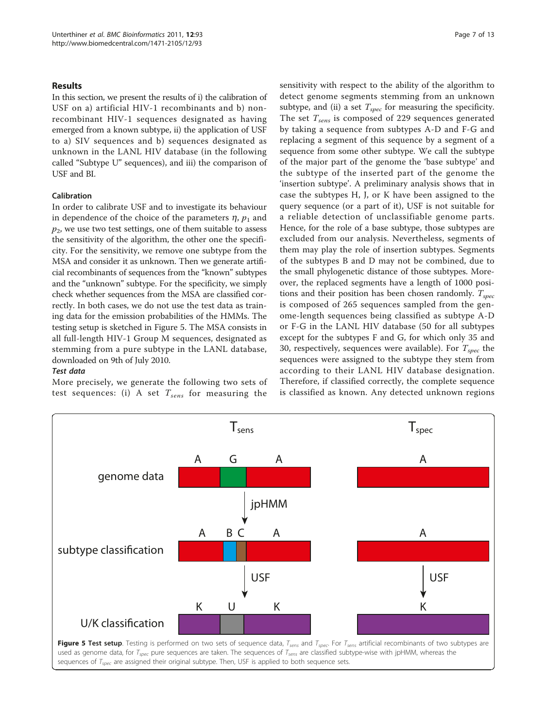## Results

In this section, we present the results of i) the calibration of USF on a) artificial HIV-1 recombinants and b) non-recombinant HIV-1 sequences designated as having emerged from a known subtype, ii) the application of USF to a) SIV sequences and b) sequences designated as unknown in the LANL HIV database (in the following called "Subtype U" sequences), and iii) the comparison of USF and BI.

### Calibration

In order to calibrate USF and to investigate its behaviour in dependence of the choice of the parameters $\eta$, $p_1$ and $p_2$, we use two test settings, one of them suitable to assess the sensitivity of the algorithm, the other one the specificity. For the sensitivity, we remove one subtype from the MSA and consider it as unknown. Then we generate artificial recombinants of sequences from the "known" subtypes and the "unknown" subtype. For the specificity, we simply check whether sequences from the MSA are classified correctly. In both cases, we do not use the test data as training data for the emission probabilities of the HMMs. The testing setup is sketched in Figure 5. The MSA consists in all full-length HIV-1 Group M sequences, designated as stemming from a pure subtype in the LANL database, downloaded on 9th of July 2010.

#### *Test data*

More precisely, we generate the following two sets of test sequences: (i) A set $T_{sens}$ for measuring the sensitivity with respect to the ability of the algorithm to detect genome segments stemming from an unknown subtype, and (ii) a set $T_{spec}$ for measuring the specificity. The set $T_{sens}$ is composed of 229 sequences generated by taking a sequence from subtypes A-D and F-G and replacing a segment of this sequence by a segment of a sequence from some other subtype. We call the subtype of the major part of the genome the 'base subtype' and the subtype of the inserted part of the genome the 'insertion subtype'. A preliminary analysis shows that in case the subtypes H, J, or K have been assigned to the query sequence (or a part of it), USF is not suitable for a reliable detection of unclassifiable genome parts. Hence, for the role of a base subtype, those subtypes are excluded from our analysis. Nevertheless, segments of them may play the role of insertion subtypes. Segments of the subtypes B and D may not be combined, due to the small phylogenetic distance of those subtypes. Moreover, the replaced segments have a length of 1000 positions and their position has been chosen randomly. $T_{spec}$ is composed of 265 sequences sampled from the genome-length sequences being classified as subtype A-D or F-G in the LANL HIV database (50 for all subtypes except for the subtypes F and G, for which only 35 and 30, respectively, sequences were available). For $T_{spec}$ the sequences were assigned to the subtype they stem from according to their LANL HIV database designation. Therefore, if classified correctly, the complete sequence is classified as known. Any detected unknown regions

**Figure 5 Test setup**. Testing is performed on two sets of sequence data, $T_{sens}$ and $T_{spec}$. For $T_{sens}$ artificial recombinants of two subtypes are used as genome data, for $T_{spec}$ pure sequences are taken. The sequences of $T_{sens}$ are classified subtype-wise with jpHMM, whereas the sequences of $T_{spec}$ are assigned their original subtype. Then, USF is applied to both sequence sets.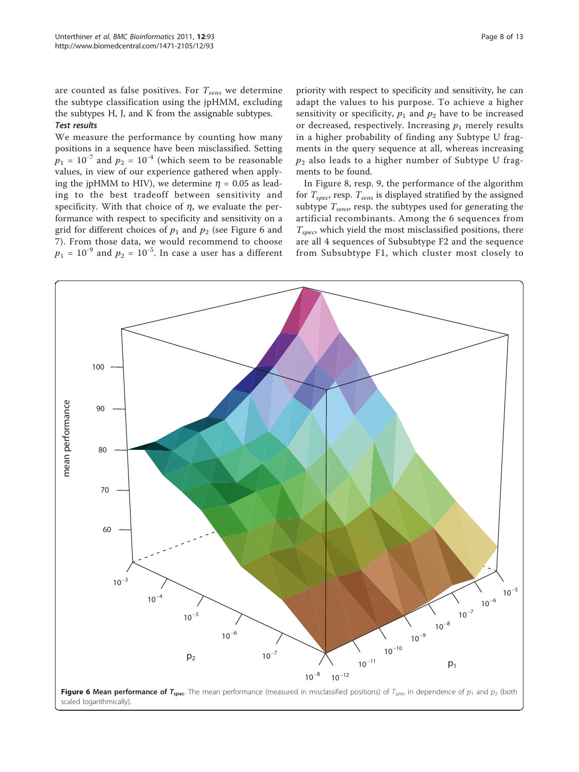are counted as false positives. For $T_{sens}$ we determine the subtype classification using the jpHMM, excluding the subtypes H, J, and K from the assignable subtypes.

***Test results***

We measure the performance by counting how many positions in a sequence have been misclassified. Setting $p_1 = 10^{-7}$ and $p_2 = 10^{-4}$ (which seem to be reasonable values, in view of our experience gathered when applying the jpHMM to HIV), we determine $\eta = 0.05$ as leading to the best tradeoff between sensitivity and specificity. With that choice of $\eta$, we evaluate the performance with respect to specificity and sensitivity on a grid for different choices of $p_1$ and $p_2$ (see Figure 6 and 7). From those data, we would recommend to choose $p_1 = 10^{-9}$ and $p_2 = 10^{-5}$. In case a user has a different priority with respect to specificity and sensitivity, he can adapt the values to his purpose. To achieve a higher sensitivity or specificity, $p_1$ and $p_2$ have to be increased or decreased, respectively. Increasing $p_1$ merely results in a higher probability of finding any Subtype U fragments in the query sequence at all, whereas increasing $p_2$ also leads to a higher number of Subtype U fragments to be found.

In Figure 8, resp. 9, the performance of the algorithm for $T_{spec}$, resp. $T_{sens}$ is displayed stratified by the assigned subtype $T_{sens}$, resp. the subtypes used for generating the artificial recombinants. Among the 6 sequences from $T_{spec}$, which yield the most misclassified positions, there are all 4 sequences of Subsubtype F2 and the sequence from Subsubtype F1, which cluster most closely to

**Figure 6 Mean performance of $T_{spec}$.** The mean performance (measured in misclassified positions) of $T_{spec}$ in dependence of $p_1$ and $p_2$ (both scaled logarithmically).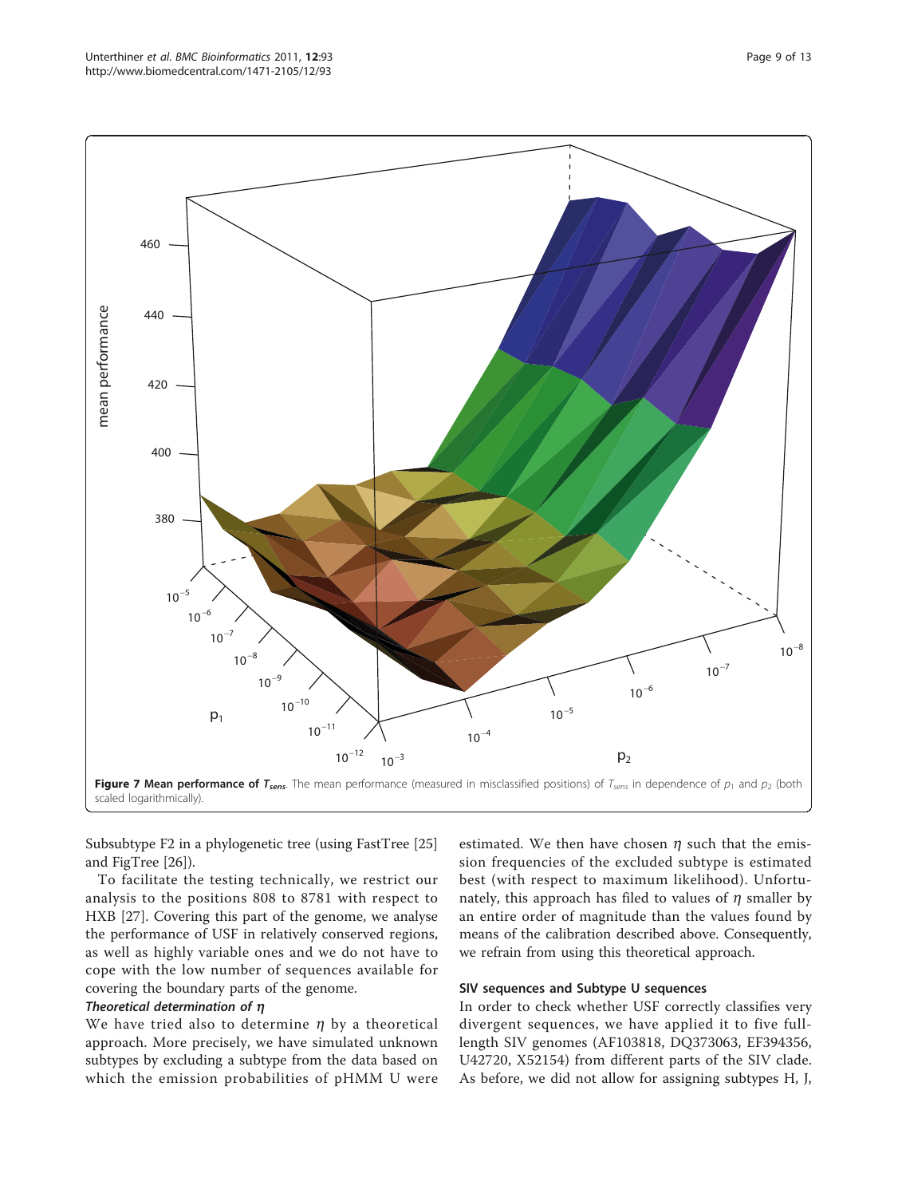**Figure 7 Mean performance of $T_{sens}$.** The mean performance (measured in misclassified positions) of $T_{sens}$ in dependence of $p_1$ and $p_2$ (both scaled logarithmically).

Subsubtype F2 in a phylogenetic tree (using FastTree [25] and FigTree [26]).

To facilitate the testing technically, we restrict our analysis to the positions 808 to 8781 with respect to HXB [27]. Covering this part of the genome, we analyse the performance of USF in relatively conserved regions, as well as highly variable ones and we do not have to cope with the low number of sequences available for covering the boundary parts of the genome.

#### *Theoretical determination of η*

We have tried also to determine $\eta$ by a theoretical approach. More precisely, we have simulated unknown subtypes by excluding a subtype from the data based on which the emission probabilities of pHMM U were estimated. We then have chosen $\eta$ such that the emission frequencies of the excluded subtype is estimated best (with respect to maximum likelihood). Unfortunately, this approach has filed to values of $\eta$ smaller by an entire order of magnitude than the values found by means of the calibration described above. Consequently, we refrain from using this theoretical approach.

### SIV sequences and Subtype U sequences

In order to check whether USF correctly classifies very divergent sequences, we have applied it to five full-length SIV genomes (AF103818, DQ373063, EF394356, U42720, X52154) from different parts of the SIV clade. As before, we did not allow for assigning subtypes H, J,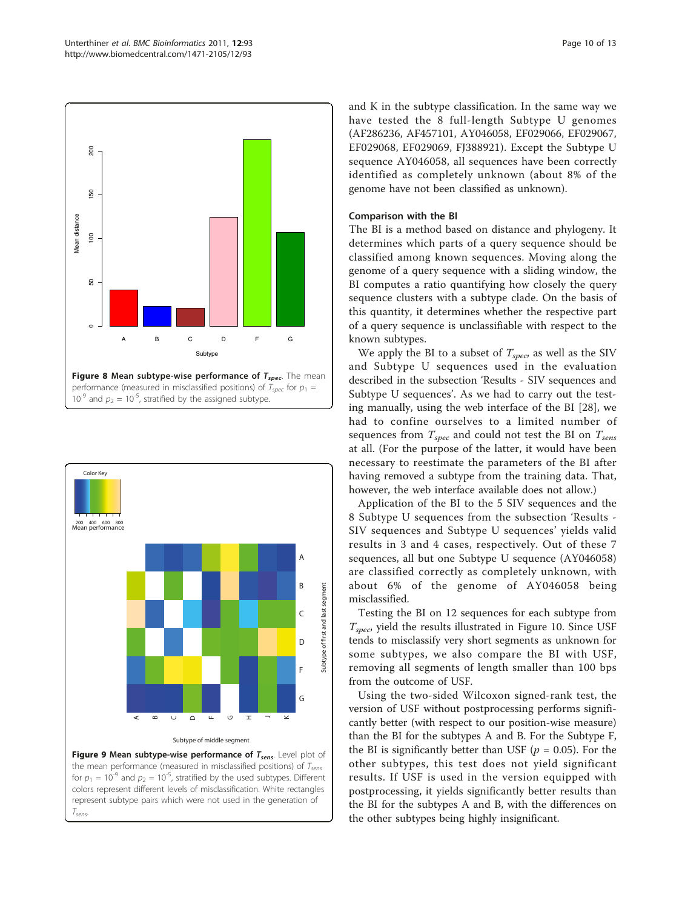**Figure 8 Mean subtype-wise performance of $T_{spec}$.** The mean performance (measured in misclassified positions) of $T_{spec}$ for $p_1 = 10^{-9}$ and $p_2 = 10^{-5}$, stratified by the assigned subtype.

**Figure 9 Mean subtype-wise performance of $T_{sens}$.** Level plot of the mean performance (measured in misclassified positions) of $T_{sens}$ for $p_1 = 10^{-9}$ and $p_2 = 10^{-5}$, stratified by the used subtypes. Different colors represent different levels of misclassification. White rectangles represent subtype pairs which were not used in the generation of $T_{sens}$.

and K in the subtype classification. In the same way we have tested the 8 full-length Subtype U genomes (AF286236, AF457101, AY046058, EF029066, EF029067, EF029068, EF029069, FJ388921). Except the Subtype U sequence AY046058, all sequences have been correctly identified as completely unknown (about 8% of the genome have not been classified as unknown).

### Comparison with the BI

The BI is a method based on distance and phylogeny. It determines which parts of a query sequence should be classified among known sequences. Moving along the genome of a query sequence with a sliding window, the BI computes a ratio quantifying how closely the query sequence clusters with a subtype clade. On the basis of this quantity, it determines whether the respective part of a query sequence is unclassifiable with respect to the known subtypes.

We apply the BI to a subset of $T_{spec}$, as well as the SIV and Subtype U sequences used in the evaluation described in the subsection 'Results - SIV sequences and Subtype U sequences'. As we had to carry out the testing manually, using the web interface of the BI [28], we had to confine ourselves to a limited number of sequences from $T_{spec}$ and could not test the BI on $T_{sens}$ at all. (For the purpose of the latter, it would have been necessary to reestimate the parameters of the BI after having removed a subtype from the training data. That, however, the web interface available does not allow.)

Application of the BI to the 5 SIV sequences and the 8 Subtype U sequences from the subsection 'Results - SIV sequences and Subtype U sequences' yields valid results in 3 and 4 cases, respectively. Out of these 7 sequences, all but one Subtype U sequence (AY046058) are classified correctly as completely unknown, with about 6% of the genome of AY046058 being misclassified.

Testing the BI on 12 sequences for each subtype from $T_{spec}$, yield the results illustrated in Figure 10. Since USF tends to misclassify very short segments as unknown for some subtypes, we also compare the BI with USF, removing all segments of length smaller than 100 bps from the outcome of USF.

Using the two-sided Wilcoxon signed-rank test, the version of USF without postprocessing performs significantly better (with respect to our position-wise measure) than the BI for the subtypes A and B. For the Subtype F, the BI is significantly better than USF ($p = 0.05$). For the other subtypes, this test does not yield significant results. If USF is used in the version equipped with postprocessing, it yields significantly better results than the BI for the subtypes A and B, with the differences on the other subtypes being highly insignificant.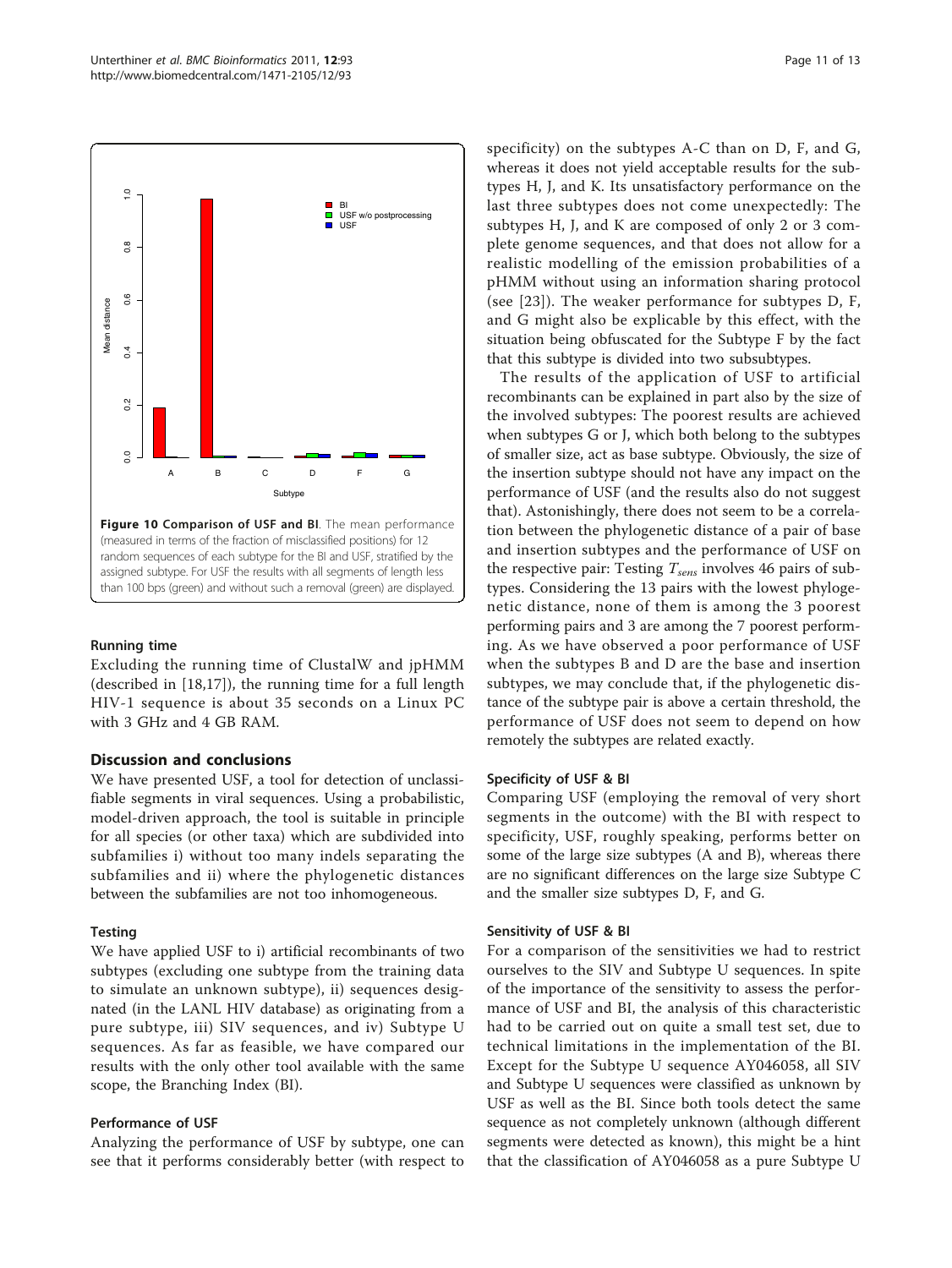**Figure 10 Comparison of USF and BI**. The mean performance (measured in terms of the fraction of misclassified positions) for 12 random sequences of each subtype for the BI and USF, stratified by the assigned subtype. For USF the results with all segments of length less than 100 bps (green) and without such a removal (green) are displayed.

### Running time

Excluding the running time of ClustalW and jpHMM (described in [18,17]), the running time for a full length HIV-1 sequence is about 35 seconds on a Linux PC with 3 GHz and 4 GB RAM.

## Discussion and conclusions

We have presented USF, a tool for detection of unclassifiable segments in viral sequences. Using a probabilistic, model-driven approach, the tool is suitable in principle for all species (or other taxa) which are subdivided into subfamilies i) without too many indels separating the subfamilies and ii) where the phylogenetic distances between the subfamilies are not too inhomogeneous.

### Testing

We have applied USF to i) artificial recombinants of two subtypes (excluding one subtype from the training data to simulate an unknown subtype), ii) sequences designated (in the LANL HIV database) as originating from a pure subtype, iii) SIV sequences, and iv) Subtype U sequences. As far as feasible, we have compared our results with the only other tool available with the same scope, the Branching Index (BI).

### Performance of USF

Analyzing the performance of USF by subtype, one can see that it performs considerably better (with respect to specificity) on the subtypes A-C than on D, F, and G, whereas it does not yield acceptable results for the subtypes H, J, and K. Its unsatisfactory performance on the last three subtypes does not come unexpectedly: The subtypes H, J, and K are composed of only 2 or 3 complete genome sequences, and that does not allow for a realistic modelling of the emission probabilities of a pHMM without using an information sharing protocol (see [23]). The weaker performance for subtypes D, F, and G might also be explicable by this effect, with the situation being obfuscated for the Subtype F by the fact that this subtype is divided into two subsubtypes.

The results of the application of USF to artificial recombinants can be explained in part also by the size of the involved subtypes: The poorest results are achieved when subtypes G or J, which both belong to the subtypes of smaller size, act as base subtype. Obviously, the size of the insertion subtype should not have any impact on the performance of USF (and the results also do not suggest that). Astonishingly, there does not seem to be a correlation between the phylogenetic distance of a pair of base and insertion subtypes and the performance of USF on the respective pair: Testing $T_{sens}$ involves 46 pairs of subtypes. Considering the 13 pairs with the lowest phylogenetic distance, none of them is among the 3 poorest performing pairs and 3 are among the 7 poorest performing. As we have observed a poor performance of USF when the subtypes B and D are the base and insertion subtypes, we may conclude that, if the phylogenetic distance of the subtype pair is above a certain threshold, the performance of USF does not seem to depend on how remotely the subtypes are related exactly.

### Specificity of USF & BI

Comparing USF (employing the removal of very short segments in the outcome) with the BI with respect to specificity, USF, roughly speaking, performs better on some of the large size subtypes (A and B), whereas there are no significant differences on the large size Subtype C and the smaller size subtypes D, F, and G.

### Sensitivity of USF & BI

For a comparison of the sensitivities we had to restrict ourselves to the SIV and Subtype U sequences. In spite of the importance of the sensitivity to assess the performance of USF and BI, the analysis of this characteristic had to be carried out on quite a small test set, due to technical limitations in the implementation of the BI. Except for the Subtype U sequence AY046058, all SIV and Subtype U sequences were classified as unknown by USF as well as the BI. Since both tools detect the same sequence as not completely unknown (although different segments were detected as known), this might be a hint that the classification of AY046058 as a pure Subtype U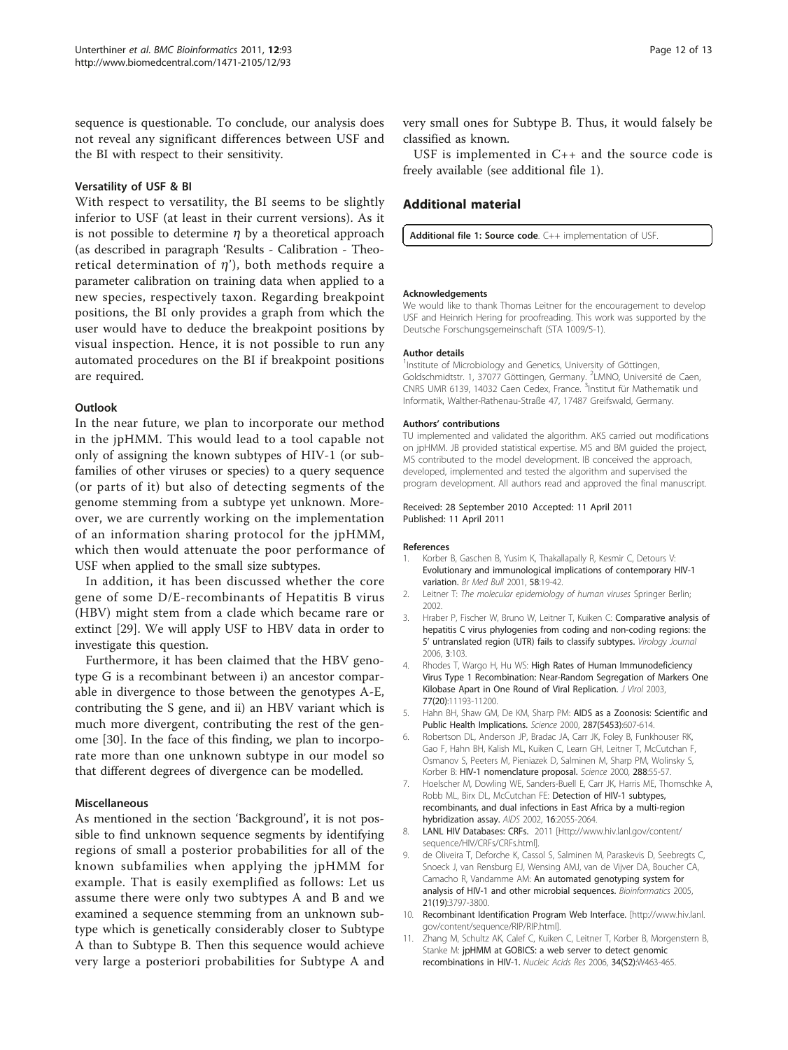sequence is questionable. To conclude, our analysis does not reveal any significant differences between USF and the BI with respect to their sensitivity.

#### Versatility of USF & BI

With respect to versatility, the BI seems to be slightly inferior to USF (at least in their current versions). As it is not possible to determine $\eta$ by a theoretical approach (as described in paragraph 'Results - Calibration - Theoretical determination of $\eta$'), both methods require a parameter calibration on training data when applied to a new species, respectively taxon. Regarding breakpoint positions, the BI only provides a graph from which the user would have to deduce the breakpoint positions by visual inspection. Hence, it is not possible to run any automated procedures on the BI if breakpoint positions are required.

#### Outlook

In the near future, we plan to incorporate our method in the jpHMM. This would lead to a tool capable not only of assigning the known subtypes of HIV-1 (or subfamilies of other viruses or species) to a query sequence (or parts of it) but also of detecting segments of the genome stemming from a subtype yet unknown. Moreover, we are currently working on the implementation of an information sharing protocol for the jpHMM, which then would attenuate the poor performance of USF when applied to the small size subtypes.

In addition, it has been discussed whether the core gene of some D/E-recombinants of Hepatitis B virus (HBV) might stem from a clade which became rare or extinct [29]. We will apply USF to HBV data in order to investigate this question.

Furthermore, it has been claimed that the HBV genotype G is a recombinant between i) an ancestor comparable in divergence to those between the genotypes A-E, contributing the S gene, and ii) an HBV variant which is much more divergent, contributing the rest of the genome [30]. In the face of this finding, we plan to incorporate more than one unknown subtype in our model so that different degrees of divergence can be modelled.

#### Miscellaneous

As mentioned in the section 'Background', it is not possible to find unknown sequence segments by identifying regions of small a posterior probabilities for all of the known subfamilies when applying the jpHMM for example. That is easily exemplified as follows: Let us assume there were only two subtypes A and B and we examined a sequence stemming from an unknown subtype which is genetically considerably closer to Subtype A than to Subtype B. Then this sequence would achieve very large a posteriori probabilities for Subtype A and very small ones for Subtype B. Thus, it would falsely be classified as known.

USF is implemented in C++ and the source code is freely available (see additional file 1).

## Additional material

**Additional file 1: Source code**. C++ implementation of USF.

#### Acknowledgements

We would like to thank Thomas Leitner for the encouragement to develop USF and Heinrich Hering for proofreading. This work was supported by the Deutsche Forschungsgemeinschaft (STA 1009/5-1).

#### Author details

[1]Institute of Microbiology and Genetics, University of Göttingen, Goldschmidtstr. 1, 37077 Göttingen, Germany. [2]LMNO, Université de Caen, CNRS UMR 6139, 14032 Caen Cedex, France. [3]Institut für Mathematik und Informatik, Walther-Rathenau-Straße 47, 17487 Greifswald, Germany.

#### Authors' contributions

TU implemented and validated the algorithm. AKS carried out modifications on jpHMM. JB provided statistical expertise. MS and BM guided the project, MS contributed to the model development. IB conceived the approach, developed, implemented and tested the algorithm and supervised the program development. All authors read and approved the final manuscript.

Received: 28 September 2010 Accepted: 11 April 2011
Published: 11 April 2011

#### References

1. Korber B, Gaschen B, Yusim K, Thakallapally R, Kesmir C, Detours V: **Evolutionary and immunological implications of contemporary HIV-1 variation.** *Br Med Bull* 2001, **58**:19-42.
2. Leitner T: *The molecular epidemiology of human viruses* Springer Berlin; 2002.
3. Hraber P, Fischer W, Bruno W, Leitner T, Kuiken C: **Comparative analysis of hepatitis C virus phylogenies from coding and non-coding regions: the 5' untranslated region (UTR) fails to classify subtypes.** *Virology Journal* 2006, **3**:103.
4. Rhodes T, Wargo H, Hu WS: **High Rates of Human Immunodeficiency Virus Type 1 Recombination: Near-Random Segregation of Markers One Kilobase Apart in One Round of Viral Replication.** *J Virol* 2003, **77(20)**:11193-11200.
5. Hahn BH, Shaw GM, De KM, Sharp PM: **AIDS as a Zoonosis: Scientific and Public Health Implications.** *Science* 2000, **287(5453)**:607-614.
6. Robertson DL, Anderson JP, Bradac JA, Carr JK, Foley B, Funkhouser RK, Gao F, Hahn BH, Kalish ML, Kuiken C, Learn GH, Leitner T, McCutchan F, Osmanov S, Peeters M, Pieniazek D, Salminen M, Sharp PM, Wolinsky S, Korber B: **HIV-1 nomenclature proposal.** *Science* 2000, **288**:55-57.
7. Hoelscher M, Dowling WE, Sanders-Buell E, Carr JK, Harris ME, Thomschke A, Robb ML, Birx DL, McCutchan FE: **Detection of HIV-1 subtypes, recombinants, and dual infections in East Africa by a multi-region hybridization assay.** *AIDS* 2002, **16**:2055-2064.
8. **LANL HIV Databases: CRFs.** 2011 [Http://www.hiv.lanl.gov/content/sequence/HIV/CRFs/CRFs.html].
9. de Oliveira T, Deforche K, Cassol S, Salminen M, Paraskevis D, Seebregts C, Snoeck J, van Rensburg EJ, Wensing AMJ, van de Vijver DA, Boucher CA, Camacho R, Vandamme AM: **An automated genotyping system for analysis of HIV-1 and other microbial sequences.** *Bioinformatics* 2005, **21(19)**:3797-3800.
10. **Recombinant Identification Program Web Interface.** [http://www.hiv.lanl.gov/content/sequence/RIP/RIP.html].
11. Zhang M, Schultz AK, Calef C, Kuiken C, Leitner T, Korber B, Morgenstern B, Stanke M: **jpHMM at GOBICS: a web server to detect genomic recombinations in HIV-1.** *Nucleic Acids Res* 2006, **34(S2)**:W463-465.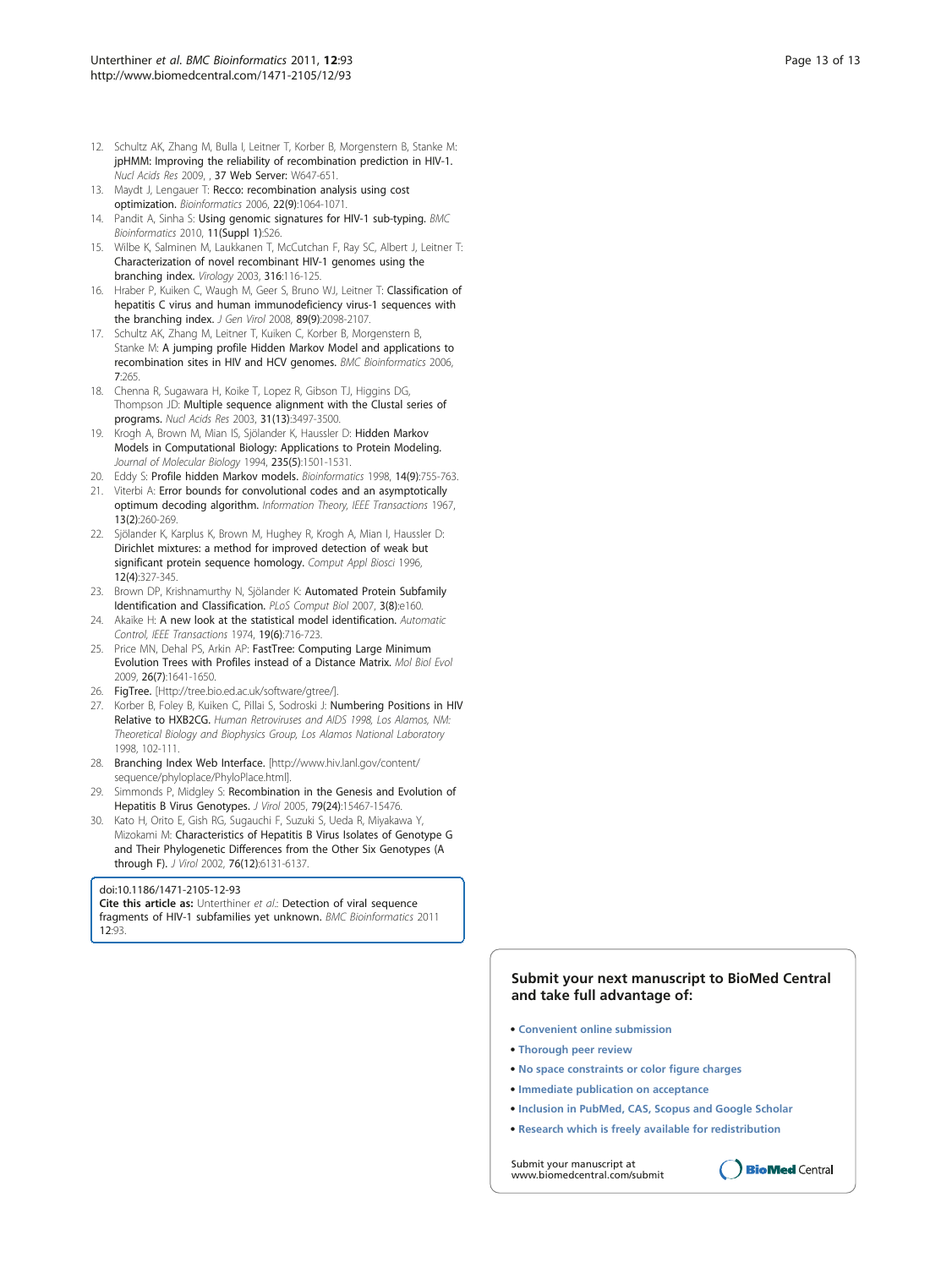12. Schultz AK, Zhang M, Bulla I, Leitner T, Korber B, Morgenstern B, Stanke M: **jpHMM: Improving the reliability of recombination prediction in HIV-1.** *Nucl Acids Res* 2009, , **37 Web Server:** W647-651.
13. Maydt J, Lengauer T: **Recco: recombination analysis using cost optimization.** *Bioinformatics* 2006, **22(9)**:1064-1071.
14. Pandit A, Sinha S: **Using genomic signatures for HIV-1 sub-typing.** *BMC Bioinformatics* 2010, **11(Suppl 1)**:S26.
15. Wilbe K, Salminen M, Laukkanen T, McCutchan F, Ray SC, Albert J, Leitner T: **Characterization of novel recombinant HIV-1 genomes using the branching index.** *Virology* 2003, **316**:116-125.
16. Hraber P, Kuiken C, Waugh M, Geer S, Bruno WJ, Leitner T: **Classification of hepatitis C virus and human immunodeficiency virus-1 sequences with the branching index.** *J Gen Virol* 2008, **89(9)**:2098-2107.
17. Schultz AK, Zhang M, Leitner T, Kuiken C, Korber B, Morgenstern B, Stanke M: **A jumping profile Hidden Markov Model and applications to recombination sites in HIV and HCV genomes.** *BMC Bioinformatics* 2006, **7**:265.
18. Chenna R, Sugawara H, Koike T, Lopez R, Gibson TJ, Higgins DG, Thompson JD: **Multiple sequence alignment with the Clustal series of programs.** *Nucl Acids Res* 2003, **31(13)**:3497-3500.
19. Krogh A, Brown M, Mian IS, Sjölander K, Haussler D: **Hidden Markov Models in Computational Biology: Applications to Protein Modeling.** *Journal of Molecular Biology* 1994, **235(5)**:1501-1531.
20. Eddy S: **Profile hidden Markov models.** *Bioinformatics* 1998, **14(9)**:755-763.
21. Viterbi A: **Error bounds for convolutional codes and an asymptotically optimum decoding algorithm.** *Information Theory, IEEE Transactions* 1967, **13(2)**:260-269.
22. Sjölander K, Karplus K, Brown M, Hughey R, Krogh A, Mian I, Haussler D: **Dirichlet mixtures: a method for improved detection of weak but significant protein sequence homology.** *Comput Appl Biosci* 1996, **12(4)**:327-345.
23. Brown DP, Krishnamurthy N, Sjölander K: **Automated Protein Subfamily Identification and Classification.** *PLoS Comput Biol* 2007, **3(8)**:e160.
24. Akaike H: **A new look at the statistical model identification.** *Automatic Control, IEEE Transactions* 1974, **19(6)**:716-723.
25. Price MN, Dehal PS, Arkin AP: **FastTree: Computing Large Minimum Evolution Trees with Profiles instead of a Distance Matrix.** *Mol Biol Evol* 2009, **26(7)**:1641-1650.
26. **FigTree.** [Http://tree.bio.ed.ac.uk/software/gtree/].
27. Korber B, Foley B, Kuiken C, Pillai S, Sodroski J: **Numbering Positions in HIV Relative to HXB2CG.** *Human Retroviruses and AIDS 1998, Los Alamos, NM: Theoretical Biology and Biophysics Group, Los Alamos National Laboratory* 1998, 102-111.
28. **Branching Index Web Interface.** [http://www.hiv.lanl.gov/content/sequence/phyloplace/PhyloPlace.html].
29. Simmonds P, Midgley S: **Recombination in the Genesis and Evolution of Hepatitis B Virus Genotypes.** *J Virol* 2005, **79(24)**:15467-15476.
30. Kato H, Orito E, Gish RG, Sugauchi F, Suzuki S, Ueda R, Miyakawa Y, Mizokami M: **Characteristics of Hepatitis B Virus Isolates of Genotype G and Their Phylogenetic Differences from the Other Six Genotypes (A through F).** *J Virol* 2002, **76(12)**:6131-6137.

doi:10.1186/1471-2105-12-93
**Cite this article as:** Unterthiner *et al.*: Detection of viral sequence fragments of HIV-1 subfamilies yet unknown. *BMC Bioinformatics* 2011 12:93.

**Submit your next manuscript to BioMed Central and take full advantage of:**

- **Convenient online submission**
- **Thorough peer review**
- **No space constraints or color figure charges**
- **Immediate publication on acceptance**
- **Inclusion in PubMed, CAS, Scopus and Google Scholar**
- **Research which is freely available for redistribution**

Submit your manuscript at
www.biomedcentral.com/submit

BioMed Central